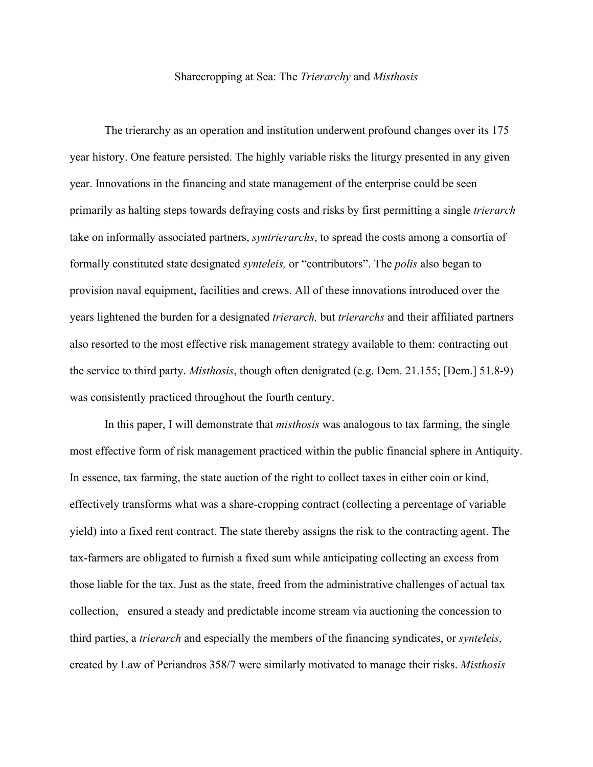# Sharecropping at Sea: The *Trierarchy* and *Misthosis*

The trierarchy as an operation and institution underwent profound changes over its 175 year history. One feature persisted. The highly variable risks the liturgy presented in any given year. Innovations in the financing and state management of the enterprise could be seen primarily as halting steps towards defraying costs and risks by first permitting a single *trierarch* take on informally associated partners, *syntrierarchs*, to spread the costs among a consortia of formally constituted state designated *synteleis,* or "contributors". The *polis* also began to provision naval equipment, facilities and crews. All of these innovations introduced over the years lightened the burden for a designated *trierarch,* but *trierarchs* and their affiliated partners also resorted to the most effective risk management strategy available to them: contracting out the service to third party. *Misthosis*, though often denigrated (e.g. Dem. 21.155; [Dem.] 51.8-9) was consistently practiced throughout the fourth century.

In this paper, I will demonstrate that *misthosis* was analogous to tax farming, the single most effective form of risk management practiced within the public financial sphere in Antiquity. In essence, tax farming, the state auction of the right to collect taxes in either coin or kind, effectively transforms what was a share-cropping contract (collecting a percentage of variable yield) into a fixed rent contract. The state thereby assigns the risk to the contracting agent. The tax-farmers are obligated to furnish a fixed sum while anticipating collecting an excess from those liable for the tax. Just as the state, freed from the administrative challenges of actual tax collection, ensured a steady and predictable income stream via auctioning the concession to third parties, a *trierarch* and especially the members of the financing syndicates, or *synteleis*, created by Law of Periandros 358/7 were similarly motivated to manage their risks. *Misthosis*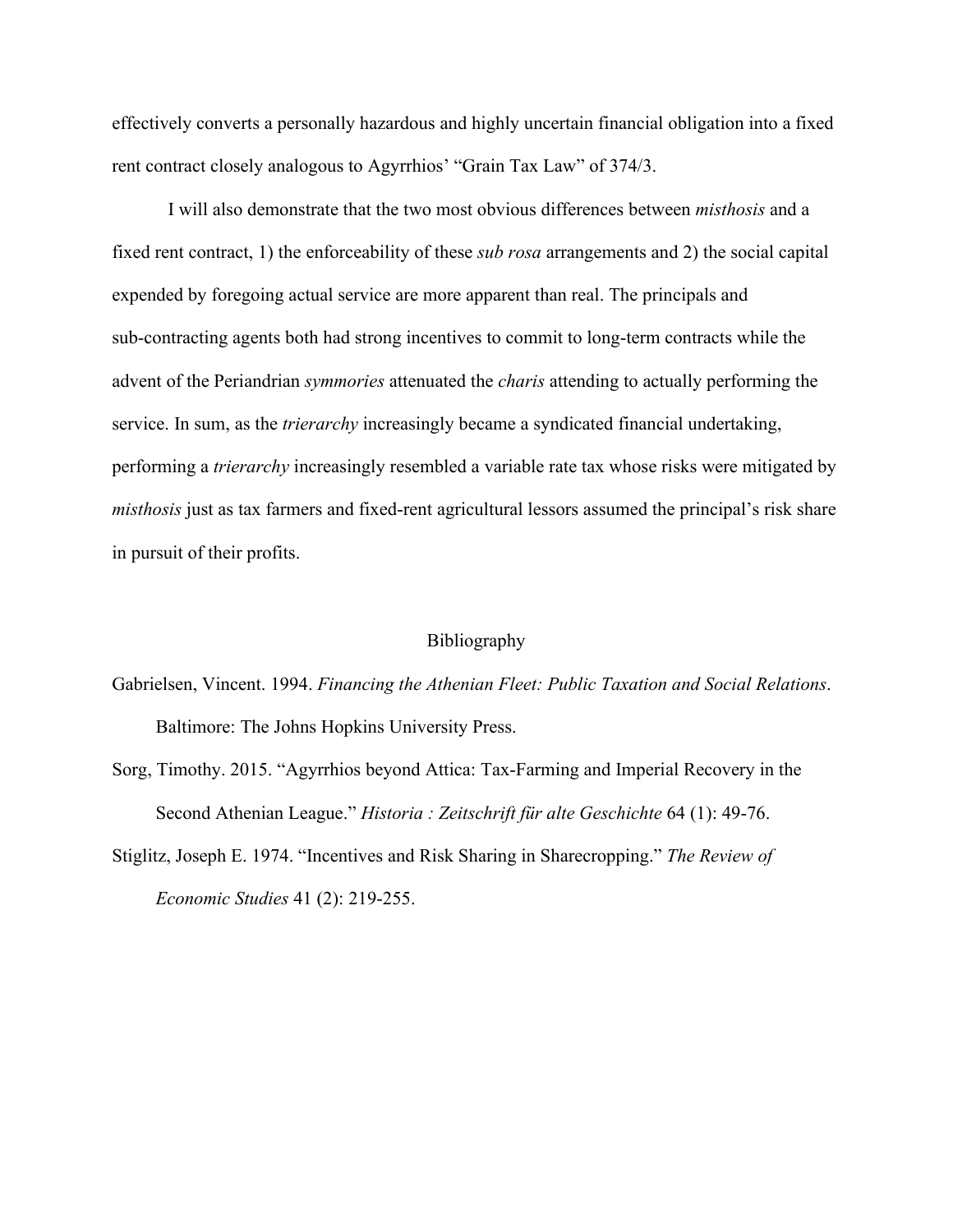effectively converts a personally hazardous and highly uncertain financial obligation into a fixed rent contract closely analogous to Agyrrhios' "Grain Tax Law" of 374/3.

I will also demonstrate that the two most obvious differences between *misthosis* and a fixed rent contract, 1) the enforceability of these *sub rosa* arrangements and 2) the social capital expended by foregoing actual service are more apparent than real. The principals and sub-contracting agents both had strong incentives to commit to long-term contracts while the advent of the Periandrian *symmories* attenuated the *charis* attending to actually performing the service. In sum, as the *trierarchy* increasingly became a syndicated financial undertaking, performing a *trierarchy* increasingly resembled a variable rate tax whose risks were mitigated by *misthosis* just as tax farmers and fixed-rent agricultural lessors assumed the principal's risk share in pursuit of their profits.

## Bibliography

Gabrielsen, Vincent. 1994. *Financing the Athenian Fleet: Public Taxation and Social Relations*. Baltimore: The Johns Hopkins University Press.

Sorg, Timothy. 2015. "Agyrrhios beyond Attica: Tax-Farming and Imperial Recovery in the Second Athenian League." *Historia : Zeitschrift für alte Geschichte* 64 (1): 49-76.

Stiglitz, Joseph E. 1974. "Incentives and Risk Sharing in Sharecropping." *The Review of Economic Studies* 41 (2): 219-255.